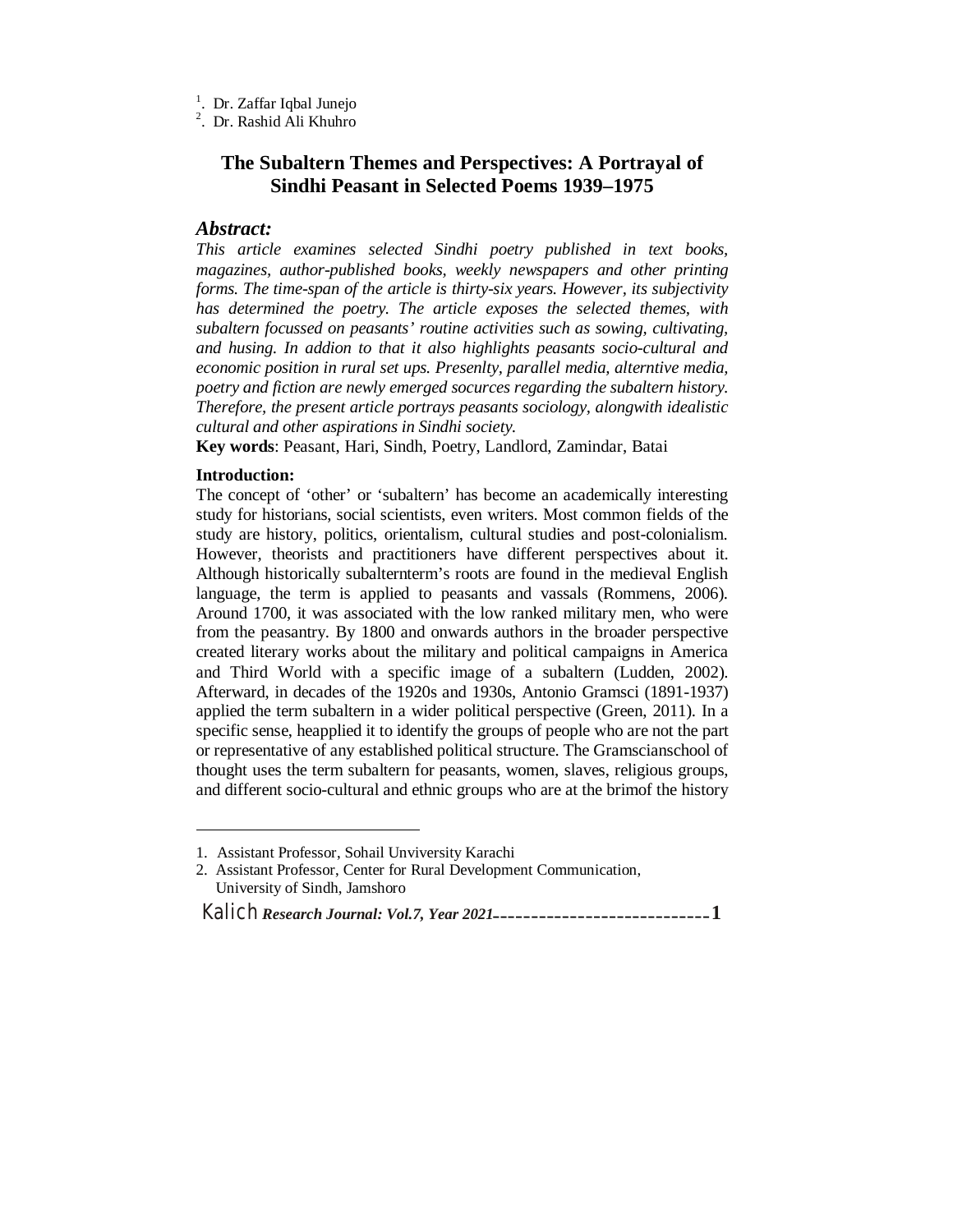[1]. Dr. Zaffar Iqbal Junejo
[2]. Dr. Rashid Ali Khuhro

# The Subaltern Themes and Perspectives: A Portrayal of Sindhi Peasant in Selected Poems 1939–1975

## *Abstract:*

*This article examines selected Sindhi poetry published in text books, magazines, author-published books, weekly newspapers and other printing forms. The time-span of the article is thirty-six years. However, its subjectivity has determined the poetry. The article exposes the selected themes, with subaltern focussed on peasants' routine activities such as sowing, cultivating, and husing. In addion to that it also highlights peasants socio-cultural and economic position in rural set ups. Presenlty, parallel media, alterntive media, poetry and fiction are newly emerged socurces regarding the subaltern history. Therefore, the present article portrays peasants sociology, alongwith idealistic cultural and other aspirations in Sindhi society.*

**Key words**: Peasant, Hari, Sindh, Poetry, Landlord, Zamindar, Batai

**Introduction:**

The concept of 'other' or 'subaltern' has become an academically interesting study for historians, social scientists, even writers. Most common fields of the study are history, politics, orientalism, cultural studies and post-colonialism. However, theorists and practitioners have different perspectives about it. Although historically subalternterm's roots are found in the medieval English language, the term is applied to peasants and vassals (Rommens, 2006). Around 1700, it was associated with the low ranked military men, who were from the peasantry. By 1800 and onwards authors in the broader perspective created literary works about the military and political campaigns in America and Third World with a specific image of a subaltern (Ludden, 2002). Afterward, in decades of the 1920s and 1930s, Antonio Gramsci (1891-1937) applied the term subaltern in a wider political perspective (Green, 2011). In a specific sense, heapplied it to identify the groups of people who are not the part or representative of any established political structure. The Gramscianschool of thought uses the term subaltern for peasants, women, slaves, religious groups, and different socio-cultural and ethnic groups who are at the brimof the history

---

1. Assistant Professor, Sohail Unviversity Karachi
2. Assistant Professor, Center for Rural Development Communication, University of Sindh, Jamshoro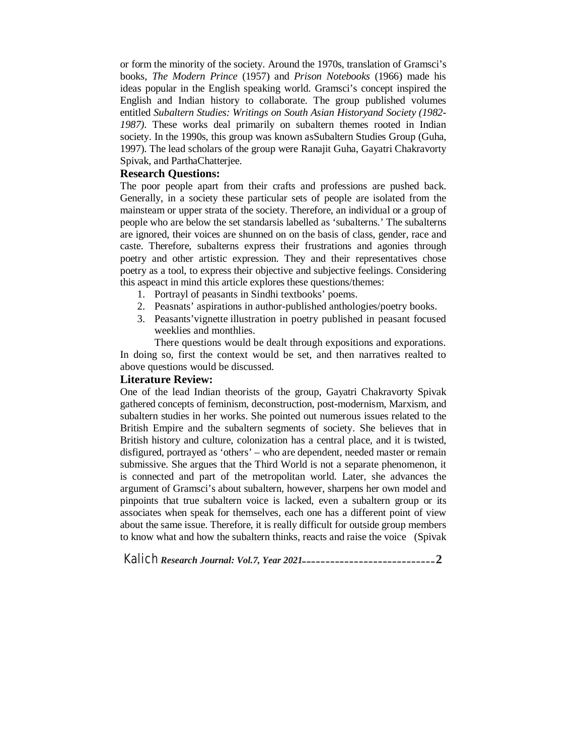or form the minority of the society. Around the 1970s, translation of Gramsci's books, *The Modern Prince* (1957) and *Prison Notebooks* (1966) made his ideas popular in the English speaking world. Gramsci's concept inspired the English and Indian history to collaborate. The group published volumes entitled *Subaltern Studies: Writings on South Asian Historyand Society (1982-1987)*. These works deal primarily on subaltern themes rooted in Indian society. In the 1990s, this group was known asSubaltern Studies Group (Guha, 1997). The lead scholars of the group were Ranajit Guha, Gayatri Chakravorty Spivak, and ParthaChatterjee.

## Research Questions:

The poor people apart from their crafts and professions are pushed back. Generally, in a society these particular sets of people are isolated from the mainsteam or upper strata of the society. Therefore, an individual or a group of people who are below the set standarsis labelled as 'subalterns.' The subalterns are ignored, their voices are shunned on on the basis of class, gender, race and caste. Therefore, subalterns express their frustrations and agonies through poetry and other artistic expression. They and their representatives chose poetry as a tool, to express their objective and subjective feelings. Considering this aspeact in mind this article explores these questions/themes:

1. Portrayl of peasants in Sindhi textbooks' poems.
2. Peasnats' aspirations in author-published anthologies/poetry books.
3. Peasants'vignette illustration in poetry published in peasant focused weeklies and monthlies.

There questions would be dealt through expositions and exporations. In doing so, first the context would be set, and then narratives realted to above questions would be discussed.

## Literature Review:

One of the lead Indian theorists of the group, Gayatri Chakravorty Spivak gathered concepts of feminism, deconstruction, post-modernism, Marxism, and subaltern studies in her works. She pointed out numerous issues related to the British Empire and the subaltern segments of society. She believes that in British history and culture, colonization has a central place, and it is twisted, disfigured, portrayed as 'others' – who are dependent, needed master or remain submissive. She argues that the Third World is not a separate phenomenon, it is connected and part of the metropolitan world. Later, she advances the argument of Gramsci's about subaltern, however, sharpens her own model and pinpoints that true subaltern voice is lacked, even a subaltern group or its associates when speak for themselves, each one has a different point of view about the same issue. Therefore, it is really difficult for outside group members to know what and how the subaltern thinks, reacts and raise the voice (Spivak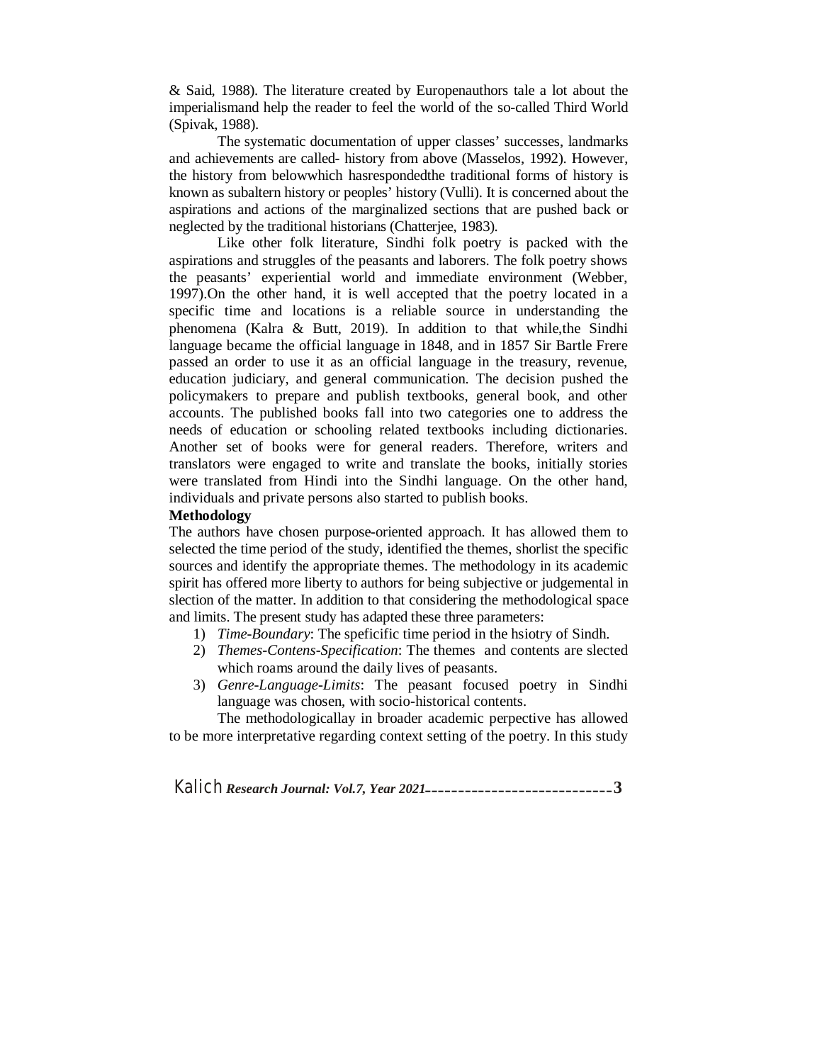& Said, 1988). The literature created by Europenauthors tale a lot about the imperialismand help the reader to feel the world of the so-called Third World (Spivak, 1988).

The systematic documentation of upper classes' successes, landmarks and achievements are called- history from above (Masselos, 1992). However, the history from belowwhich hasrespondedthe traditional forms of history is known as subaltern history or peoples' history (Vulli). It is concerned about the aspirations and actions of the marginalized sections that are pushed back or neglected by the traditional historians (Chatterjee, 1983).

Like other folk literature, Sindhi folk poetry is packed with the aspirations and struggles of the peasants and laborers. The folk poetry shows the peasants' experiential world and immediate environment (Webber, 1997).On the other hand, it is well accepted that the poetry located in a specific time and locations is a reliable source in understanding the phenomena (Kalra & Butt, 2019). In addition to that while,the Sindhi language became the official language in 1848, and in 1857 Sir Bartle Frere passed an order to use it as an official language in the treasury, revenue, education judiciary, and general communication. The decision pushed the policymakers to prepare and publish textbooks, general book, and other accounts. The published books fall into two categories one to address the needs of education or schooling related textbooks including dictionaries. Another set of books were for general readers. Therefore, writers and translators were engaged to write and translate the books, initially stories were translated from Hindi into the Sindhi language. On the other hand, individuals and private persons also started to publish books.

**Methodology**

The authors have chosen purpose-oriented approach. It has allowed them to selected the time period of the study, identified the themes, shorlist the specific sources and identify the appropriate themes. The methodology in its academic spirit has offered more liberty to authors for being subjective or judgemental in slection of the matter. In addition to that considering the methodological space and limits. The present study has adapted these three parameters:

1) *Time-Boundary*: The speficific time period in the hsiotry of Sindh.
2) *Themes-Contens-Specification*: The themes and contents are slected which roams around the daily lives of peasants.
3) *Genre-Language-Limits*: The peasant focused poetry in Sindhi language was chosen, with socio-historical contents.

The methodologicallay in broader academic perpective has allowed to be more interpretative regarding context setting of the poetry. In this study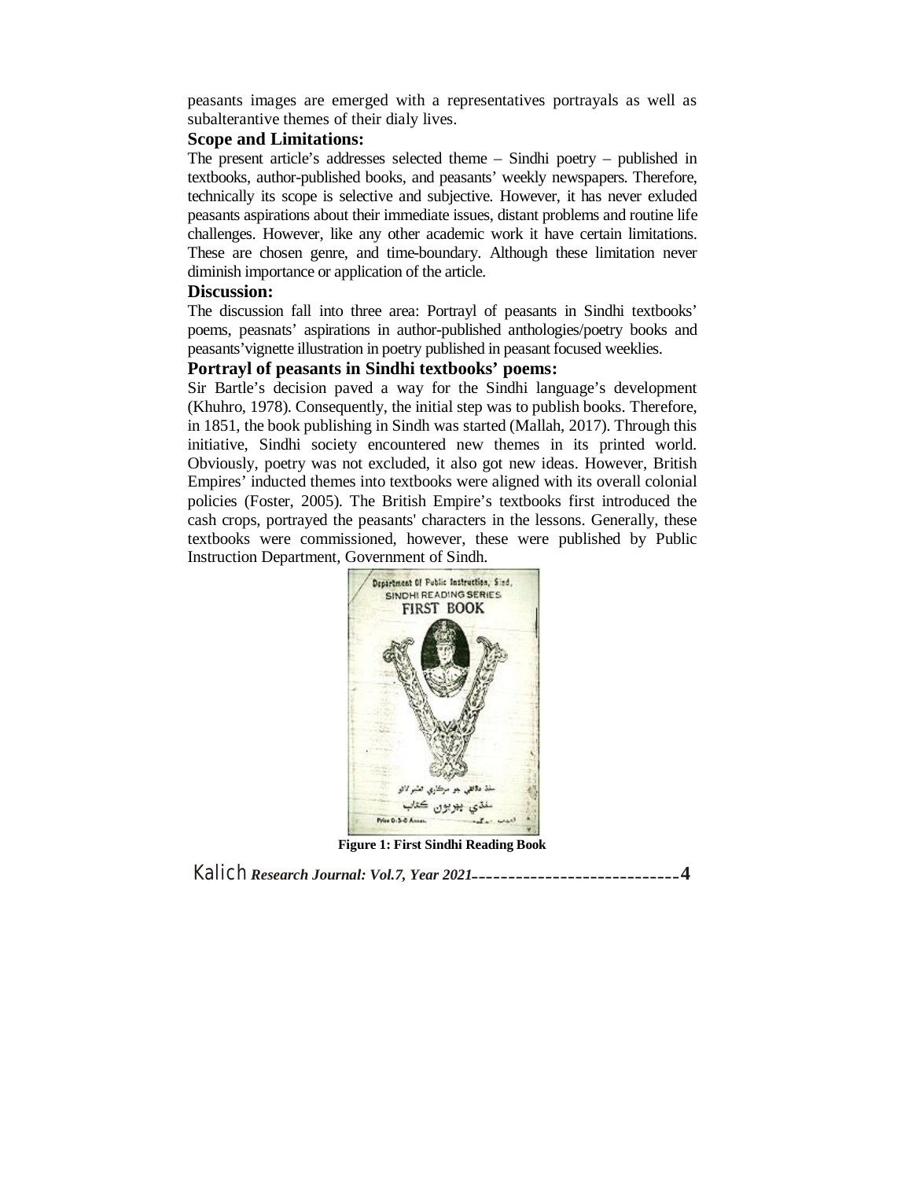peasants images are emerged with a representatives portrayals as well as subalterantive themes of their dialy lives.

**Scope and Limitations:**

The present article's addresses selected theme – Sindhi poetry – published in textbooks, author-published books, and peasants' weekly newspapers. Therefore, technically its scope is selective and subjective. However, it has never exluded peasants aspirations about their immediate issues, distant problems and routine life challenges. However, like any other academic work it have certain limitations. These are chosen genre, and time-boundary. Although these limitation never diminish importance or application of the article.

**Discussion:**

The discussion fall into three area: Portrayl of peasants in Sindhi textbooks' poems, peasnats' aspirations in author-published anthologies/poetry books and peasants'vignette illustration in poetry published in peasant focused weeklies.

**Portrayl of peasants in Sindhi textbooks' poems:**

Sir Bartle's decision paved a way for the Sindhi language's development (Khuhro, 1978). Consequently, the initial step was to publish books. Therefore, in 1851, the book publishing in Sindh was started (Mallah, 2017). Through this initiative, Sindhi society encountered new themes in its printed world. Obviously, poetry was not excluded, it also got new ideas. However, British Empires' inducted themes into textbooks were aligned with its overall colonial policies (Foster, 2005). The British Empire's textbooks first introduced the cash crops, portrayed the peasants' characters in the lessons. Generally, these textbooks were commissioned, however, these were published by Public Instruction Department, Government of Sindh.

**Figure 1: First Sindhi Reading Book**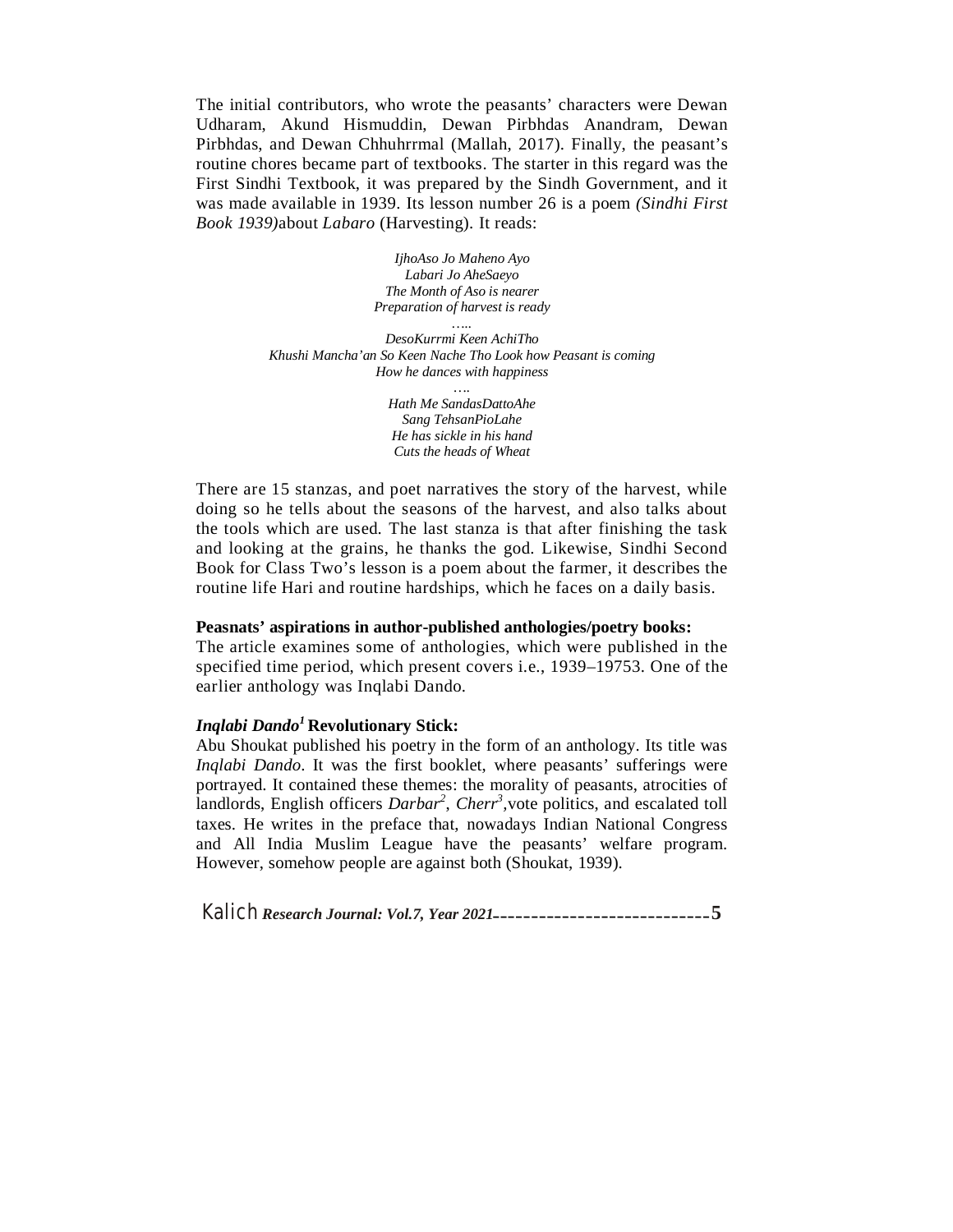The initial contributors, who wrote the peasants' characters were Dewan Udharam, Akund Hismuddin, Dewan Pirbhdas Anandram, Dewan Pirbhdas, and Dewan Chhuhrrmal (Mallah, 2017). Finally, the peasant's routine chores became part of textbooks. The starter in this regard was the First Sindhi Textbook, it was prepared by the Sindh Government, and it was made available in 1939. Its lesson number 26 is a poem *(Sindhi First Book 1939)*about *Labaro* (Harvesting). It reads:

*IjhoAso Jo Maheno Ayo*
*Labari Jo AheSaeyo*
*The Month of Aso is nearer*
*Preparation of harvest is ready*
*…..*
*DesoKurrmi Keen AchiTho*
*Khushi Mancha'an So Keen Nache Tho Look how Peasant is coming*
*How he dances with happiness*
*….*
*Hath Me SandasDattoAhe*
*Sang TehsanPioLahe*
*He has sickle in his hand*
*Cuts the heads of Wheat*

There are 15 stanzas, and poet narratives the story of the harvest, while doing so he tells about the seasons of the harvest, and also talks about the tools which are used. The last stanza is that after finishing the task and looking at the grains, he thanks the god. Likewise, Sindhi Second Book for Class Two's lesson is a poem about the farmer, it describes the routine life Hari and routine hardships, which he faces on a daily basis.

**Peasnats' aspirations in author-published anthologies/poetry books:**

The article examines some of anthologies, which were published in the specified time period, which present covers i.e., 1939–19753. One of the earlier anthology was Inqlabi Dando.

### *Inqlabi Dando*[1] Revolutionary Stick:

Abu Shoukat published his poetry in the form of an anthology. Its title was *Inqlabi Dando*. It was the first booklet, where peasants' sufferings were portrayed. It contained these themes: the morality of peasants, atrocities of landlords, English officers *Darbar*[2], *Cherr*[3],vote politics, and escalated toll taxes. He writes in the preface that, nowadays Indian National Congress and All India Muslim League have the peasants' welfare program. However, somehow people are against both (Shoukat, 1939).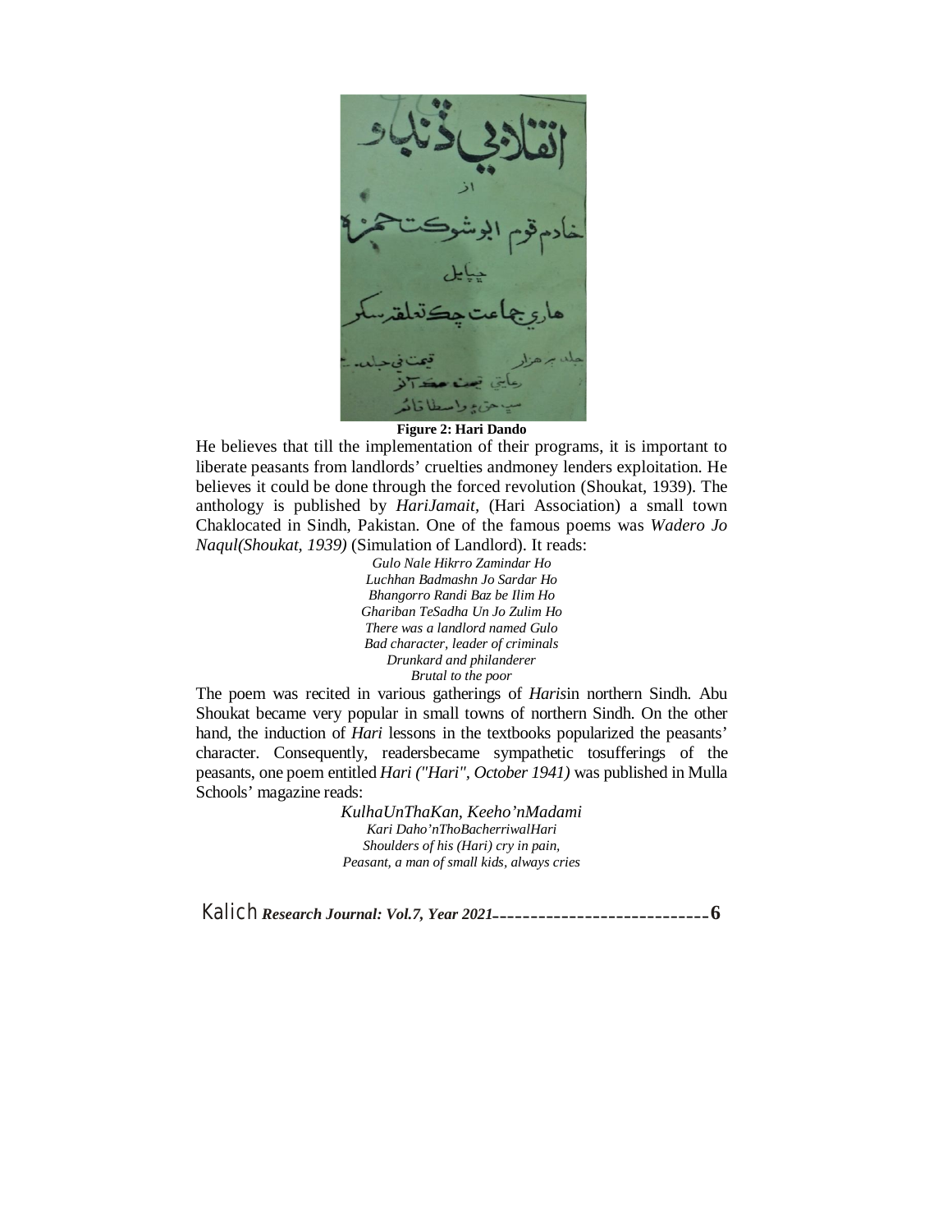**Figure 2: Hari Dando**

He believes that till the implementation of their programs, it is important to liberate peasants from landlords' cruelties andmoney lenders exploitation. He believes it could be done through the forced revolution (Shoukat, 1939). The anthology is published by *HariJamait,* (Hari Association) a small town Chaklocated in Sindh, Pakistan. One of the famous poems was *Wadero Jo Naqul(Shoukat, 1939)* (Simulation of Landlord). It reads:

*Gulo Nale Hikrro Zamindar Ho*
*Luchhan Badmashn Jo Sardar Ho*
*Bhangorro Randi Baz be Ilim Ho*
*Ghariban TeSadha Un Jo Zulim Ho*
*There was a landlord named Gulo*
*Bad character, leader of criminals*
*Drunkard and philanderer*
*Brutal to the poor*

The poem was recited in various gatherings of *Haris*in northern Sindh. Abu Shoukat became very popular in small towns of northern Sindh. On the other hand, the induction of *Hari* lessons in the textbooks popularized the peasants' character. Consequently, readersbecame sympathetic tosufferings of the peasants, one poem entitled *Hari ("Hari", October 1941)* was published in Mulla Schools' magazine reads:

*KulhaUnThaKan, Keeho'nMadami*
*Kari Daho'nThoBacherriwalHari*
*Shoulders of his (Hari) cry in pain,*
*Peasant, a man of small kids, always cries*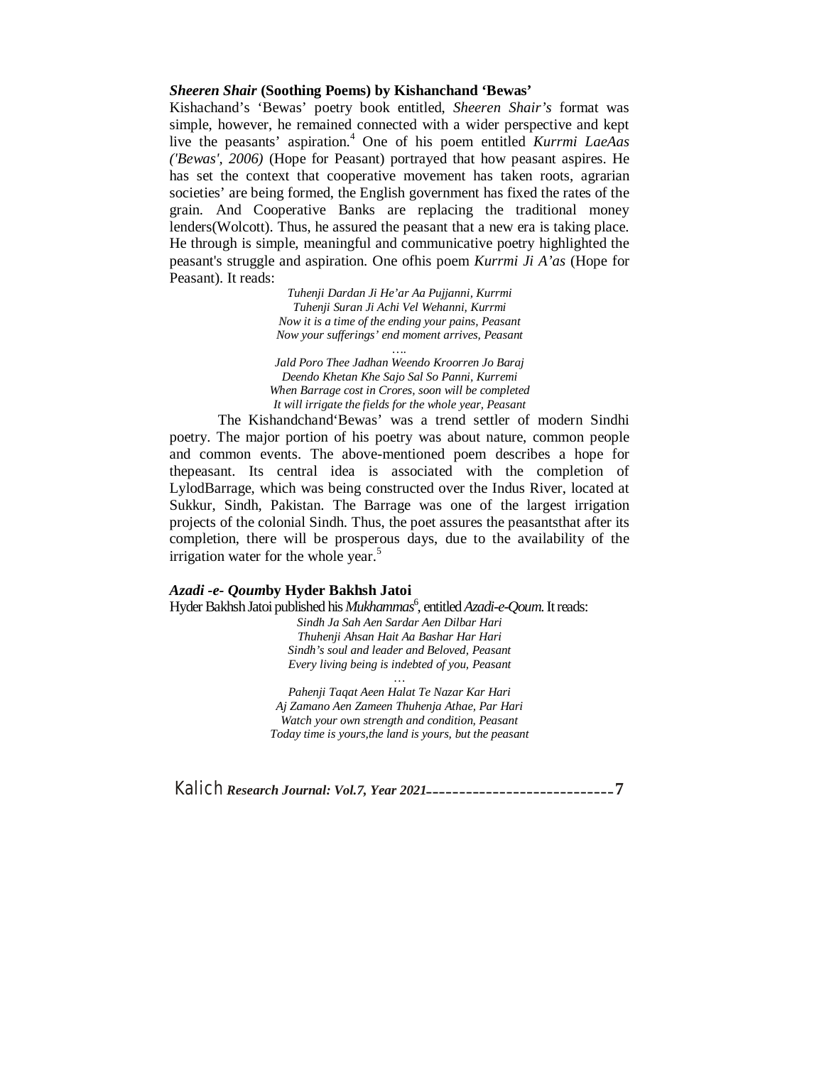### *Sheeren Shair* (Soothing Poems) by Kishanchand 'Bewas'

Kishachand's 'Bewas' poetry book entitled, *Sheeren Shair's* format was simple, however, he remained connected with a wider perspective and kept live the peasants' aspiration.[4] One of his poem entitled *Kurrmi LaeAas ('Bewas', 2006)* (Hope for Peasant) portrayed that how peasant aspires. He has set the context that cooperative movement has taken roots, agrarian societies' are being formed, the English government has fixed the rates of the grain. And Cooperative Banks are replacing the traditional money lenders(Wolcott). Thus, he assured the peasant that a new era is taking place. He through is simple, meaningful and communicative poetry highlighted the peasant's struggle and aspiration. One ofhis poem *Kurrmi Ji A'as* (Hope for Peasant). It reads:

*Tuhenji Dardan Ji He'ar Aa Pujjanni, Kurrmi*
*Tuhenji Suran Ji Achi Vel Wehanni, Kurrmi*
*Now it is a time of the ending your pains, Peasant*
*Now your sufferings' end moment arrives, Peasant*
*….*
*Jald Poro Thee Jadhan Weendo Kroorren Jo Baraj*
*Deendo Khetan Khe Sajo Sal So Panni, Kurremi*
*When Barrage cost in Crores, soon will be completed*
*It will irrigate the fields for the whole year, Peasant*

The Kishandchand'Bewas' was a trend settler of modern Sindhi poetry. The major portion of his poetry was about nature, common people and common events. The above-mentioned poem describes a hope for thepeasant. Its central idea is associated with the completion of LylodBarrage, which was being constructed over the Indus River, located at Sukkur, Sindh, Pakistan. The Barrage was one of the largest irrigation projects of the colonial Sindh. Thus, the poet assures the peasantsthat after its completion, there will be prosperous days, due to the availability of the irrigation water for the whole year.[5]

### *Azadi -e- Qoum*by Hyder Bakhsh Jatoi

Hyder Bakhsh Jatoi published his *Mukhammas*[6], entitled *Azadi-e-Qoum*. It reads:

*Sindh Ja Sah Aen Sardar Aen Dilbar Hari*
*Thuhenji Ahsan Hait Aa Bashar Har Hari*
*Sindh's soul and leader and Beloved, Peasant*
*Every living being is indebted of you, Peasant*
*…*
*Pahenji Taqat Aeen Halat Te Nazar Kar Hari*
*Aj Zamano Aen Zameen Thuhenja Athae, Par Hari*
*Watch your own strength and condition, Peasant*
*Today time is yours,the land is yours, but the peasant*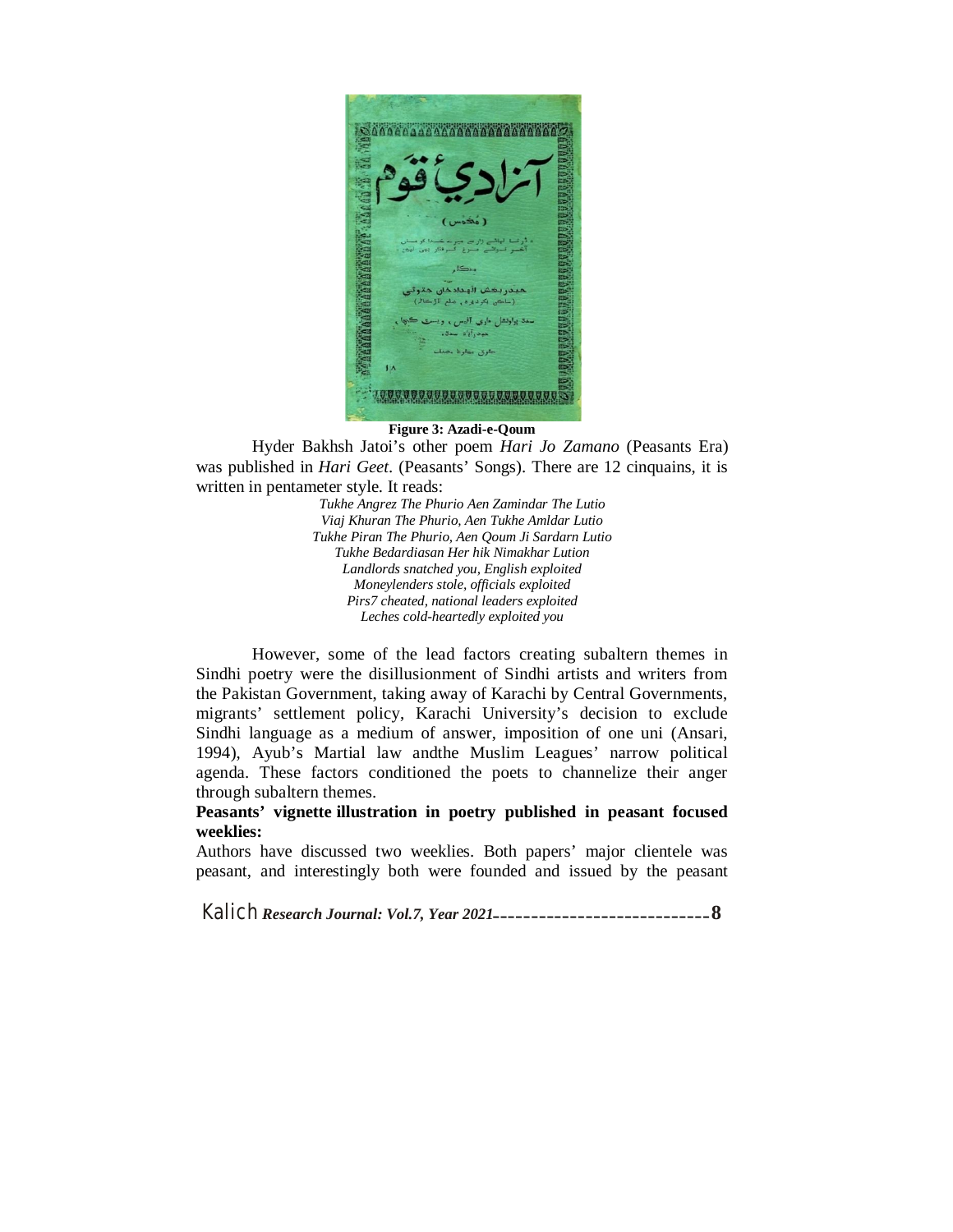**Figure 3: Azadi-e-Qoum**

Hyder Bakhsh Jatoi's other poem *Hari Jo Zamano* (Peasants Era) was published in *Hari Geet*. (Peasants' Songs). There are 12 cinquains, it is written in pentameter style. It reads:

*Tukhe Angrez The Phurio Aen Zamindar The Lutio*
*Viaj Khuran The Phurio, Aen Tukhe Amldar Lutio*
*Tukhe Piran The Phurio, Aen Qoum Ji Sardarn Lutio*
*Tukhe Bedardiasan Her hik Nimakhar Lution*
*Landlords snatched you, English exploited*
*Moneylenders stole, officials exploited*
*Pirs7 cheated, national leaders exploited*
*Leches cold-heartedly exploited you*

However, some of the lead factors creating subaltern themes in Sindhi poetry were the disillusionment of Sindhi artists and writers from the Pakistan Government, taking away of Karachi by Central Governments, migrants' settlement policy, Karachi University's decision to exclude Sindhi language as a medium of answer, imposition of one uni (Ansari, 1994), Ayub's Martial law andthe Muslim Leagues' narrow political agenda. These factors conditioned the poets to channelize their anger through subaltern themes.

**Peasants' vignette illustration in poetry published in peasant focused weeklies:**

Authors have discussed two weeklies. Both papers' major clientele was peasant, and interestingly both were founded and issued by the peasant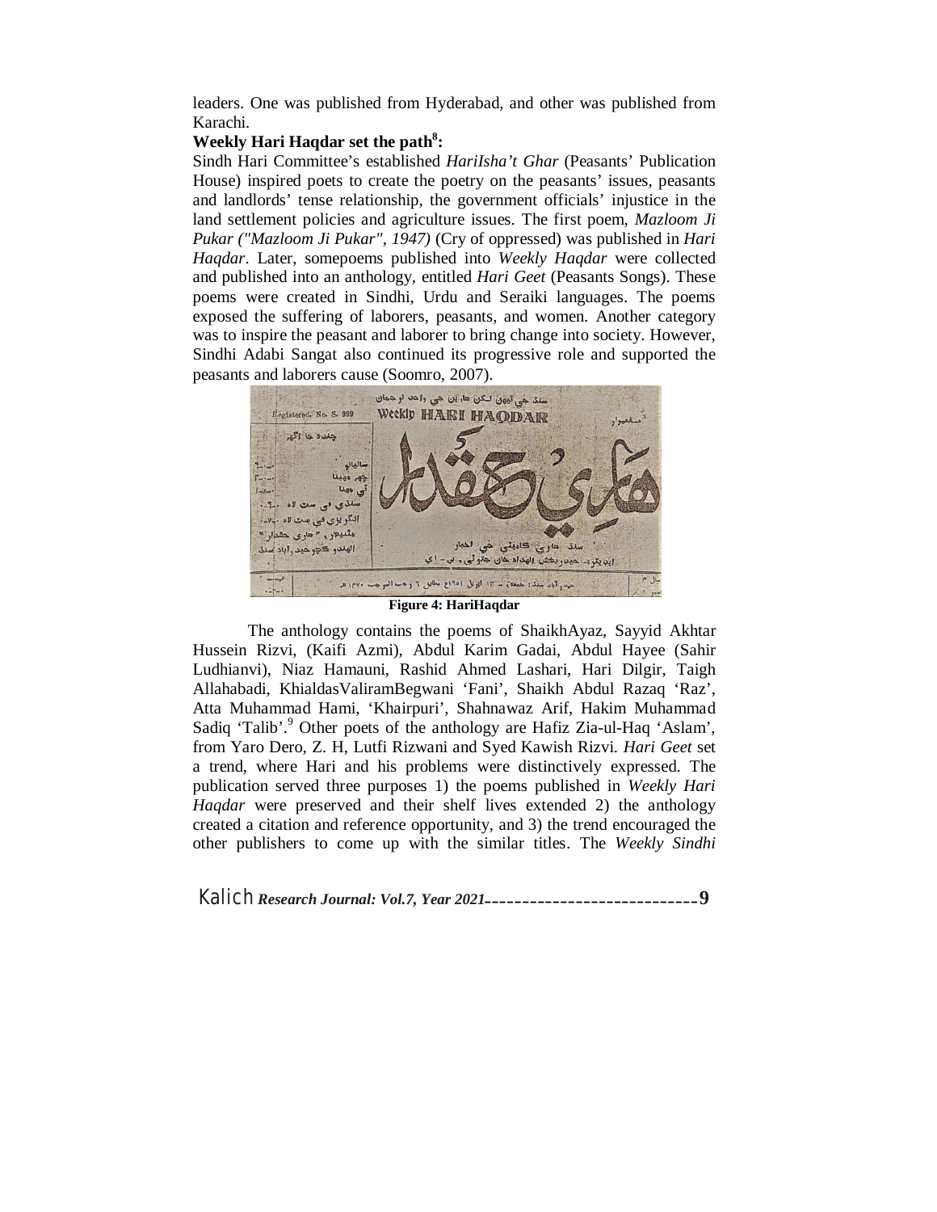leaders. One was published from Hyderabad, and other was published from Karachi.

**Weekly Hari Haqdar set the path[8]:**

Sindh Hari Committee's established *HariIsha't Ghar* (Peasants' Publication House) inspired poets to create the poetry on the peasants' issues, peasants and landlords' tense relationship, the government officials' injustice in the land settlement policies and agriculture issues. The first poem, *Mazloom Ji Pukar ("Mazloom Ji Pukar", 1947)* (Cry of oppressed) was published in *Hari Haqdar*. Later, somepoems published into *Weekly Haqdar* were collected and published into an anthology, entitled *Hari Geet* (Peasants Songs). These poems were created in Sindhi, Urdu and Seraiki languages. The poems exposed the suffering of laborers, peasants, and women. Another category was to inspire the peasant and laborer to bring change into society. However, Sindhi Adabi Sangat also continued its progressive role and supported the peasants and laborers cause (Soomro, 2007).

**Figure 4: HariHaqdar**

The anthology contains the poems of ShaikhAyaz, Sayyid Akhtar Hussein Rizvi, (Kaifi Azmi), Abdul Karim Gadai, Abdul Hayee (Sahir Ludhianvi), Niaz Hamauni, Rashid Ahmed Lashari, Hari Dilgir, Taigh Allahabadi, KhialdasValiramBegwani 'Fani', Shaikh Abdul Razaq 'Raz', Atta Muhammad Hami, 'Khairpuri', Shahnawaz Arif, Hakim Muhammad Sadiq 'Talib'.[9] Other poets of the anthology are Hafiz Zia-ul-Haq 'Aslam', from Yaro Dero, Z. H, Lutfi Rizwani and Syed Kawish Rizvi. *Hari Geet* set a trend, where Hari and his problems were distinctively expressed. The publication served three purposes 1) the poems published in *Weekly Hari Haqdar* were preserved and their shelf lives extended 2) the anthology created a citation and reference opportunity, and 3) the trend encouraged the other publishers to come up with the similar titles. The *Weekly Sindhi*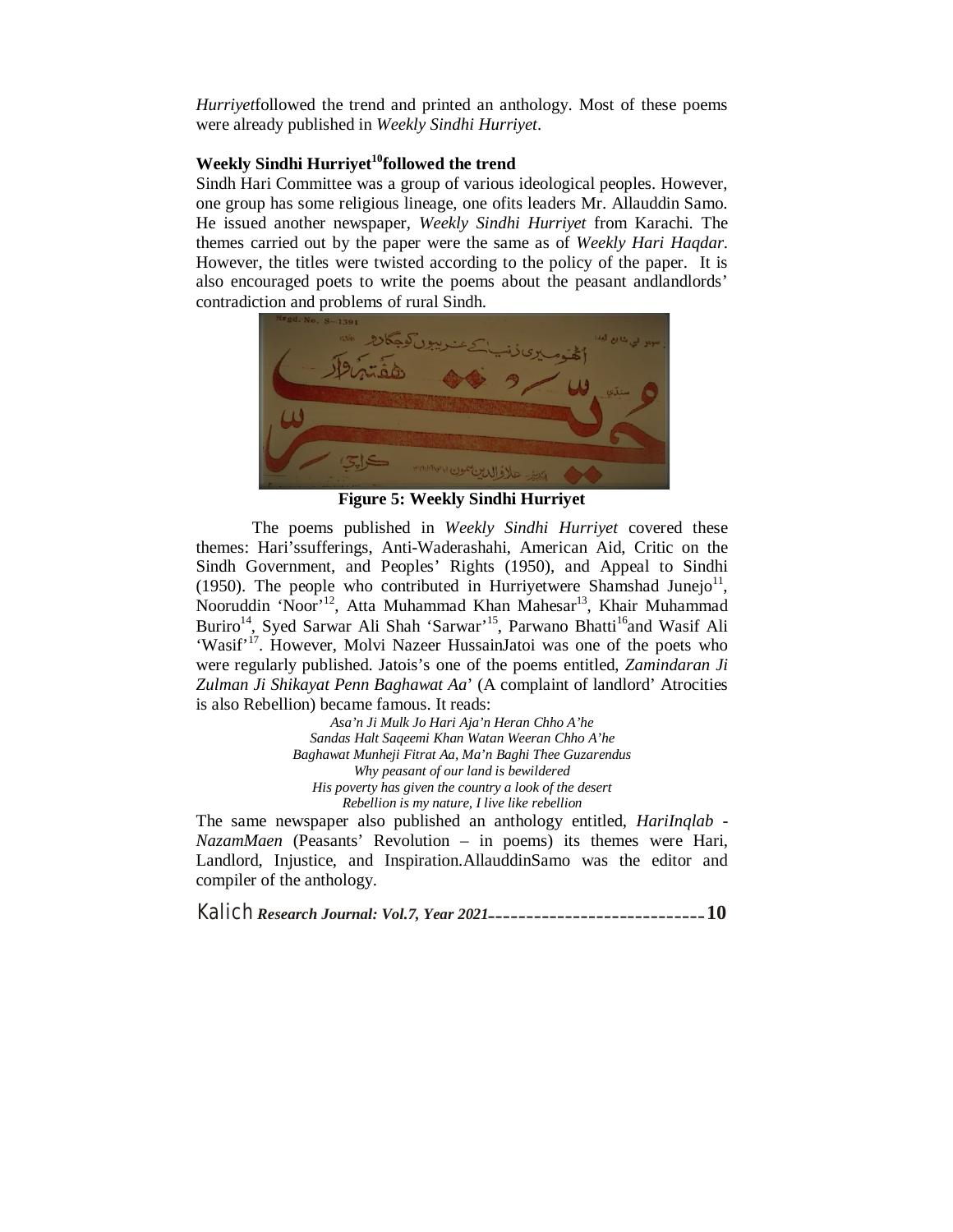*Hurriyet*followed the trend and printed an anthology. Most of these poems were already published in *Weekly Sindhi Hurriyet*.

### Weekly Sindhi Hurriyet[10]followed the trend

Sindh Hari Committee was a group of various ideological peoples. However, one group has some religious lineage, one ofits leaders Mr. Allauddin Samo. He issued another newspaper, *Weekly Sindhi Hurriyet* from Karachi. The themes carried out by the paper were the same as of *Weekly Hari Haqdar*. However, the titles were twisted according to the policy of the paper. It is also encouraged poets to write the poems about the peasant andlandlords' contradiction and problems of rural Sindh.

**Figure 5: Weekly Sindhi Hurriyet**

The poems published in *Weekly Sindhi Hurriyet* covered these themes: Hari'ssufferings, Anti-Waderashahi, American Aid, Critic on the Sindh Government, and Peoples' Rights (1950), and Appeal to Sindhi (1950). The people who contributed in Hurriyetwere Shamshad Junejo[11], Nooruddin 'Noor'[12], Atta Muhammad Khan Mahesar[13], Khair Muhammad Buriro[14], Syed Sarwar Ali Shah 'Sarwar'[15], Parwano Bhatti[16]and Wasif Ali 'Wasif'[17]. However, Molvi Nazeer HussainJatoi was one of the poets who were regularly published. Jatois's one of the poems entitled, *Zamindaran Ji Zulman Ji Shikayat Penn Baghawat Aa*' (A complaint of landlord' Atrocities is also Rebellion) became famous. It reads:

*Asa'n Ji Mulk Jo Hari Aja'n Heran Chho A'he*
*Sandas Halt Saqeemi Khan Watan Weeran Chho A'he*
*Baghawat Munheji Fitrat Aa, Ma'n Baghi Thee Guzarendus*
*Why peasant of our land is bewildered*
*His poverty has given the country a look of the desert*
*Rebellion is my nature, I live like rebellion*

The same newspaper also published an anthology entitled, *HariInqlab - NazamMaen* (Peasants' Revolution – in poems) its themes were Hari, Landlord, Injustice, and Inspiration.AllauddinSamo was the editor and compiler of the anthology.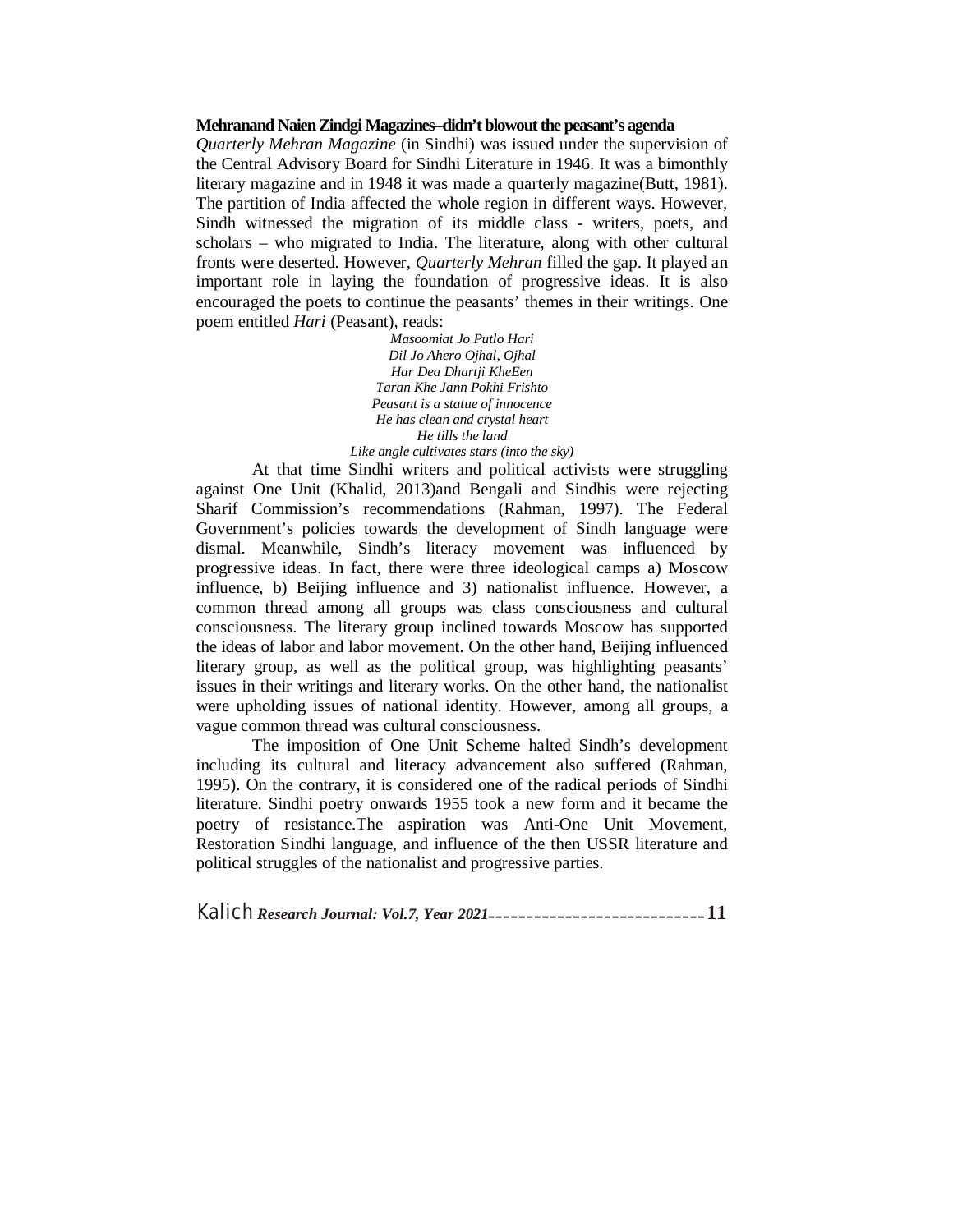**Mehranand Naien Zindgi Magazines–didn't blowout the peasant's agenda**

*Quarterly Mehran Magazine* (in Sindhi) was issued under the supervision of the Central Advisory Board for Sindhi Literature in 1946. It was a bimonthly literary magazine and in 1948 it was made a quarterly magazine(Butt, 1981). The partition of India affected the whole region in different ways. However, Sindh witnessed the migration of its middle class - writers, poets, and scholars – who migrated to India. The literature, along with other cultural fronts were deserted. However, *Quarterly Mehran* filled the gap. It played an important role in laying the foundation of progressive ideas. It is also encouraged the poets to continue the peasants' themes in their writings. One poem entitled *Hari* (Peasant), reads:

*Masoomiat Jo Putlo Hari*
*Dil Jo Ahero Ojhal, Ojhal*
*Har Dea Dhartji KheEen*
*Taran Khe Jann Pokhi Frishto*
*Peasant is a statue of innocence*
*He has clean and crystal heart*
*He tills the land*
*Like angle cultivates stars (into the sky)*

At that time Sindhi writers and political activists were struggling against One Unit (Khalid, 2013)and Bengali and Sindhis were rejecting Sharif Commission's recommendations (Rahman, 1997). The Federal Government's policies towards the development of Sindh language were dismal. Meanwhile, Sindh's literacy movement was influenced by progressive ideas. In fact, there were three ideological camps a) Moscow influence, b) Beijing influence and 3) nationalist influence. However, a common thread among all groups was class consciousness and cultural consciousness. The literary group inclined towards Moscow has supported the ideas of labor and labor movement. On the other hand, Beijing influenced literary group, as well as the political group, was highlighting peasants' issues in their writings and literary works. On the other hand, the nationalist were upholding issues of national identity. However, among all groups, a vague common thread was cultural consciousness.

The imposition of One Unit Scheme halted Sindh's development including its cultural and literacy advancement also suffered (Rahman, 1995). On the contrary, it is considered one of the radical periods of Sindhi literature. Sindhi poetry onwards 1955 took a new form and it became the poetry of resistance.The aspiration was Anti-One Unit Movement, Restoration Sindhi language, and influence of the then USSR literature and political struggles of the nationalist and progressive parties.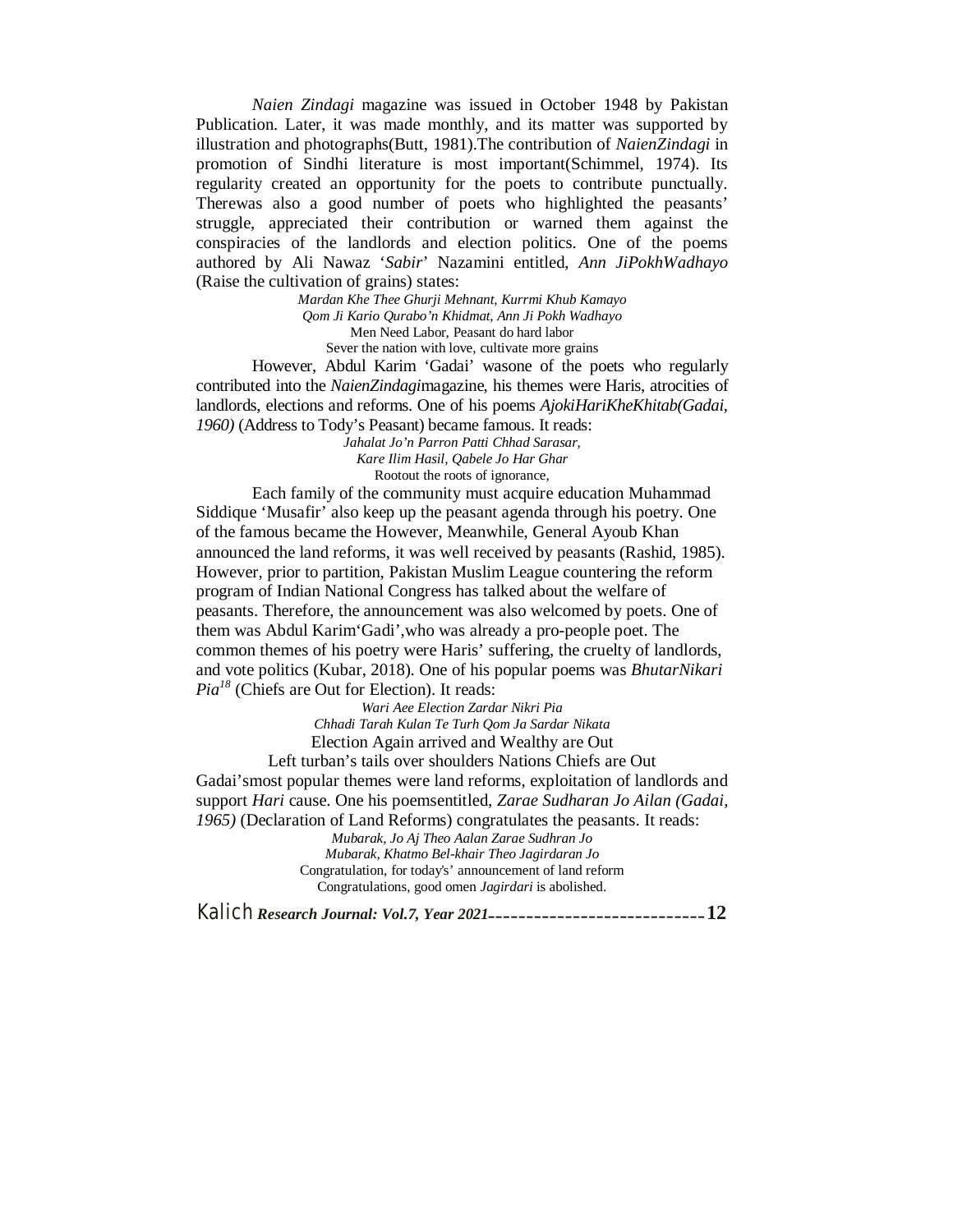*Naien Zindagi* magazine was issued in October 1948 by Pakistan Publication. Later, it was made monthly, and its matter was supported by illustration and photographs(Butt, 1981).The contribution of *NaienZindagi* in promotion of Sindhi literature is most important(Schimmel, 1974). Its regularity created an opportunity for the poets to contribute punctually. Therewas also a good number of poets who highlighted the peasants' struggle, appreciated their contribution or warned them against the conspiracies of the landlords and election politics. One of the poems authored by Ali Nawaz '*Sabir*' Nazamini entitled, *Ann JiPokhWadhayo* (Raise the cultivation of grains) states:

*Mardan Khe Thee Ghurji Mehnant, Kurrmi Khub Kamayo*
*Qom Ji Kario Qurabo'n Khidmat, Ann Ji Pokh Wadhayo*
Men Need Labor, Peasant do hard labor
Sever the nation with love, cultivate more grains

However, Abdul Karim 'Gadai' wasone of the poets who regularly contributed into the *NaienZindagi*magazine, his themes were Haris, atrocities of landlords, elections and reforms. One of his poems *AjokiHariKheKhitab(Gadai, 1960)* (Address to Tody's Peasant) became famous. It reads:

*Jahalat Jo'n Parron Patti Chhad Sarasar,*
*Kare Ilim Hasil, Qabele Jo Har Ghar*
Rootout the roots of ignorance,

Each family of the community must acquire education Muhammad Siddique 'Musafir' also keep up the peasant agenda through his poetry. One of the famous became the However, Meanwhile, General Ayoub Khan announced the land reforms, it was well received by peasants (Rashid, 1985). However, prior to partition, Pakistan Muslim League countering the reform program of Indian National Congress has talked about the welfare of peasants. Therefore, the announcement was also welcomed by poets. One of them was Abdul Karim'Gadi',who was already a pro-people poet. The common themes of his poetry were Haris' suffering, the cruelty of landlords, and vote politics (Kubar, 2018). One of his popular poems was *BhutarNikari Pia*[18] (Chiefs are Out for Election). It reads:

*Wari Aee Election Zardar Nikri Pia*
*Chhadi Tarah Kulan Te Turh Qom Ja Sardar Nikata*
Election Again arrived and Wealthy are Out
Left turban's tails over shoulders Nations Chiefs are Out

Gadai'smost popular themes were land reforms, exploitation of landlords and support *Hari* cause. One his poemsentitled, *Zarae Sudharan Jo Ailan (Gadai, 1965)* (Declaration of Land Reforms) congratulates the peasants. It reads:

*Mubarak, Jo Aj Theo Aalan Zarae Sudhran Jo*
*Mubarak, Khatmo Bel-khair Theo Jagirdaran Jo*
Congratulation, for today's' announcement of land reform
Congratulations, good omen *Jagirdari* is abolished.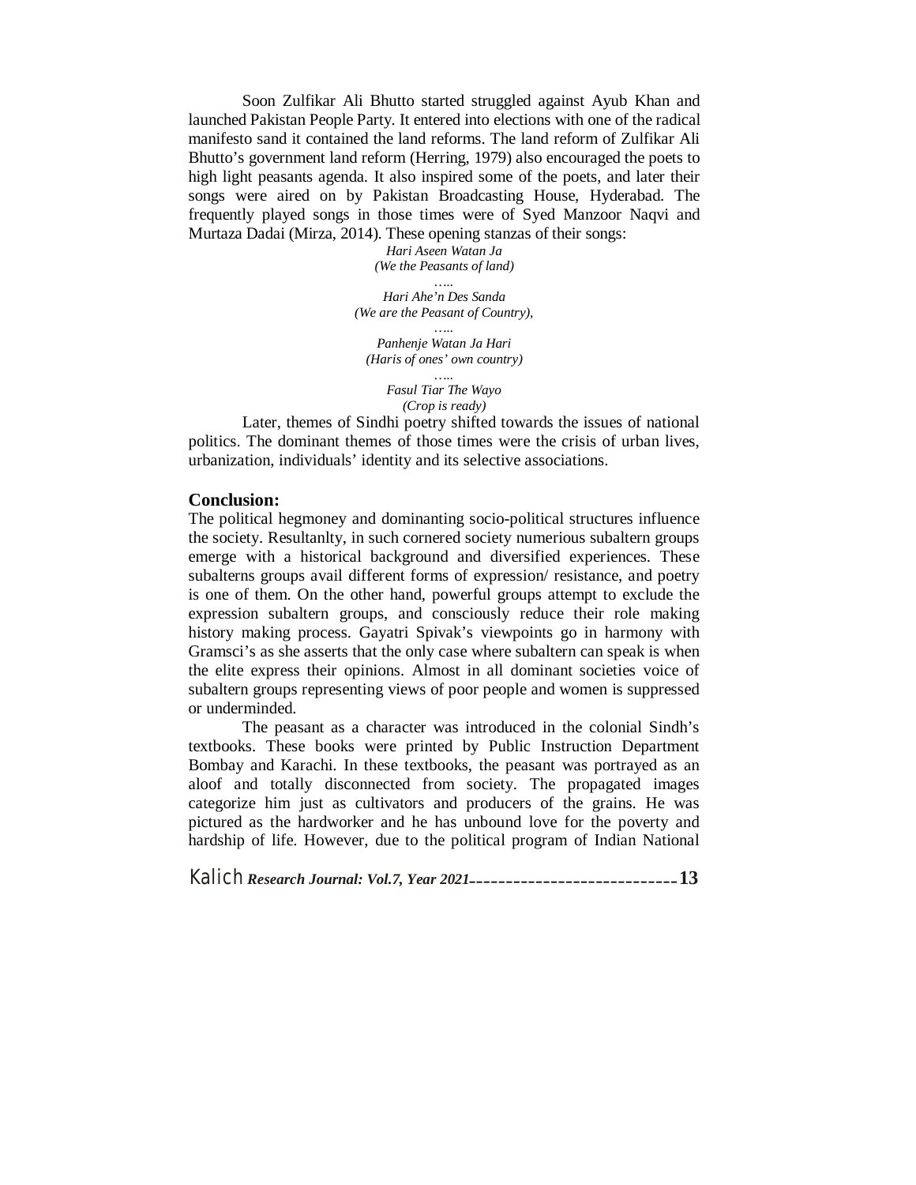Soon Zulfikar Ali Bhutto started struggled against Ayub Khan and launched Pakistan People Party. It entered into elections with one of the radical manifesto sand it contained the land reforms. The land reform of Zulfikar Ali Bhutto's government land reform (Herring, 1979) also encouraged the poets to high light peasants agenda. It also inspired some of the poets, and later their songs were aired on by Pakistan Broadcasting House, Hyderabad. The frequently played songs in those times were of Syed Manzoor Naqvi and Murtaza Dadai (Mirza, 2014). These opening stanzas of their songs:

*Hari Aseen Watan Ja*
*(We the Peasants of land)*
*…..*
*Hari Ahe'n Des Sanda*
*(We are the Peasant of Country),*
*…..*
*Panhenje Watan Ja Hari*
*(Haris of ones' own country)*
*…..*
*Fasul Tiar The Wayo*
*(Crop is ready)*

Later, themes of Sindhi poetry shifted towards the issues of national politics. The dominant themes of those times were the crisis of urban lives, urbanization, individuals' identity and its selective associations.

## Conclusion:

The political hegmoney and dominanting socio-political structures influence the society. Resultanlty, in such cornered society numerious subaltern groups emerge with a historical background and diversified experiences. These subalterns groups avail different forms of expression/ resistance, and poetry is one of them. On the other hand, powerful groups attempt to exclude the expression subaltern groups, and consciously reduce their role making history making process. Gayatri Spivak's viewpoints go in harmony with Gramsci's as she asserts that the only case where subaltern can speak is when the elite express their opinions. Almost in all dominant societies voice of subaltern groups representing views of poor people and women is suppressed or underminded.

The peasant as a character was introduced in the colonial Sindh's textbooks. These books were printed by Public Instruction Department Bombay and Karachi. In these textbooks, the peasant was portrayed as an aloof and totally disconnected from society. The propagated images categorize him just as cultivators and producers of the grains. He was pictured as the hardworker and he has unbound love for the poverty and hardship of life. However, due to the political program of Indian National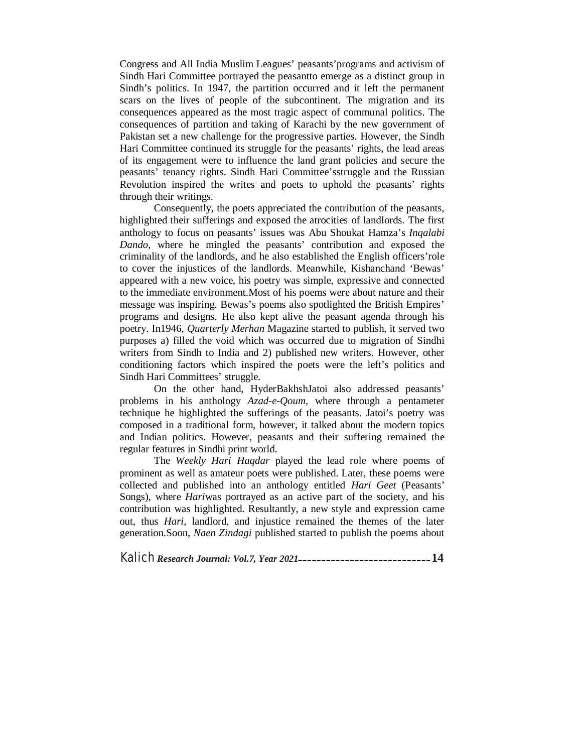Congress and All India Muslim Leagues' peasants'programs and activism of Sindh Hari Committee portrayed the peasantto emerge as a distinct group in Sindh's politics. In 1947, the partition occurred and it left the permanent scars on the lives of people of the subcontinent. The migration and its consequences appeared as the most tragic aspect of communal politics. The consequences of partition and taking of Karachi by the new government of Pakistan set a new challenge for the progressive parties. However, the Sindh Hari Committee continued its struggle for the peasants' rights, the lead areas of its engagement were to influence the land grant policies and secure the peasants' tenancy rights. Sindh Hari Committee'sstruggle and the Russian Revolution inspired the writes and poets to uphold the peasants' rights through their writings.

Consequently, the poets appreciated the contribution of the peasants, highlighted their sufferings and exposed the atrocities of landlords. The first anthology to focus on peasants' issues was Abu Shoukat Hamza's *Inqalabi Dando*, where he mingled the peasants' contribution and exposed the criminality of the landlords, and he also established the English officers'role to cover the injustices of the landlords. Meanwhile, Kishanchand 'Bewas' appeared with a new voice, his poetry was simple, expressive and connected to the immediate environment.Most of his poems were about nature and their message was inspiring. Bewas's poems also spotlighted the British Empires' programs and designs. He also kept alive the peasant agenda through his poetry. In1946, *Quarterly Merhan* Magazine started to publish, it served two purposes a) filled the void which was occurred due to migration of Sindhi writers from Sindh to India and 2) published new writers. However, other conditioning factors which inspired the poets were the left's politics and Sindh Hari Committees' struggle.

On the other hand, HyderBakhshJatoi also addressed peasants' problems in his anthology *Azad-e-Qoum*, where through a pentameter technique he highlighted the sufferings of the peasants. Jatoi's poetry was composed in a traditional form, however, it talked about the modern topics and Indian politics. However, peasants and their suffering remained the regular features in Sindhi print world.

The *Weekly Hari Haqdar* played the lead role where poems of prominent as well as amateur poets were published. Later, these poems were collected and published into an anthology entitled *Hari Geet* (Peasants' Songs), where *Hari*was portrayed as an active part of the society, and his contribution was highlighted. Resultantly, a new style and expression came out, thus *Hari*, landlord, and injustice remained the themes of the later generation.Soon, *Naen Zindagi* published started to publish the poems about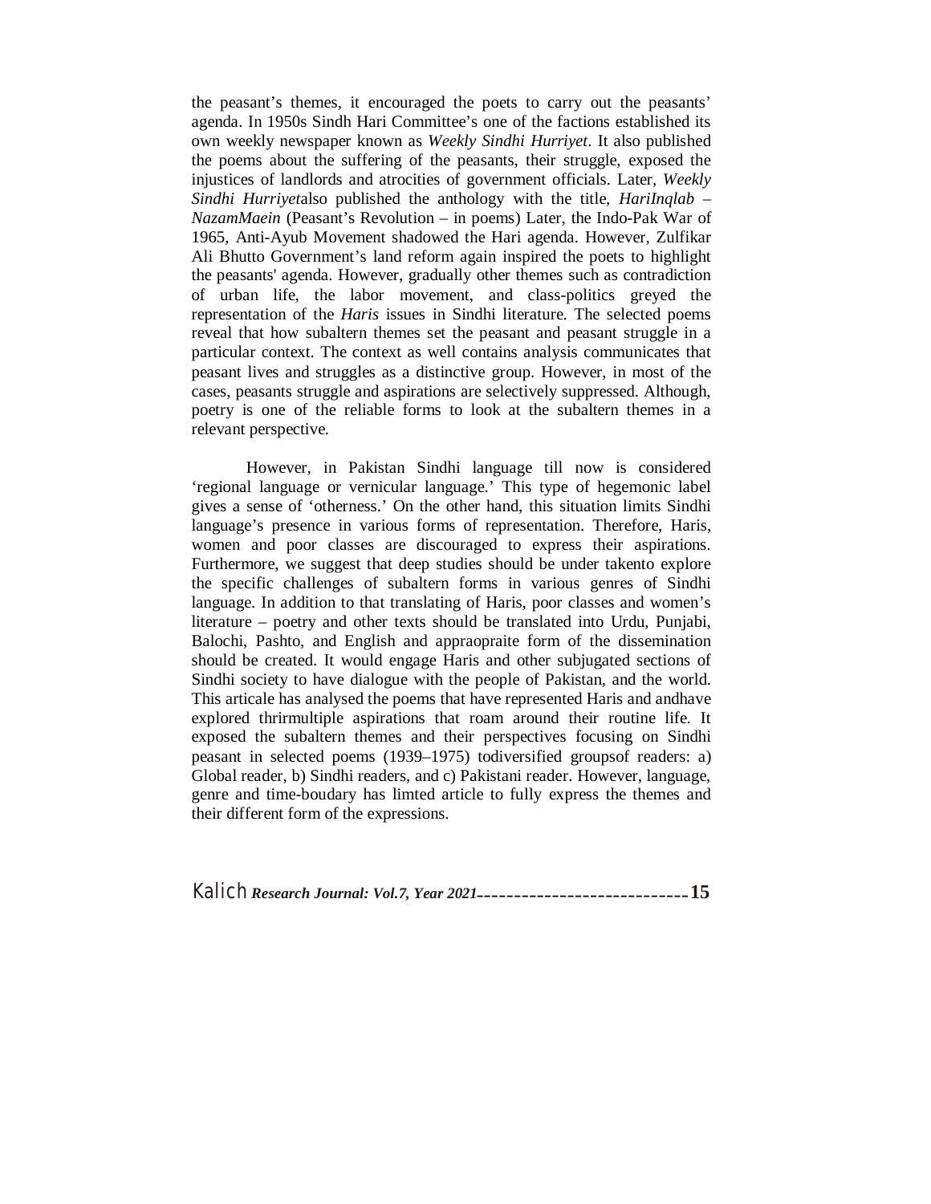the peasant's themes, it encouraged the poets to carry out the peasants' agenda. In 1950s Sindh Hari Committee's one of the factions established its own weekly newspaper known as *Weekly Sindhi Hurriyet*. It also published the poems about the suffering of the peasants, their struggle, exposed the injustices of landlords and atrocities of government officials. Later, *Weekly Sindhi Hurriyet*also published the anthology with the title, *HariInqlab – NazamMaein* (Peasant's Revolution – in poems) Later, the Indo-Pak War of 1965, Anti-Ayub Movement shadowed the Hari agenda. However, Zulfikar Ali Bhutto Government's land reform again inspired the poets to highlight the peasants' agenda. However, gradually other themes such as contradiction of urban life, the labor movement, and class-politics greyed the representation of the *Haris* issues in Sindhi literature. The selected poems reveal that how subaltern themes set the peasant and peasant struggle in a particular context. The context as well contains analysis communicates that peasant lives and struggles as a distinctive group. However, in most of the cases, peasants struggle and aspirations are selectively suppressed. Although, poetry is one of the reliable forms to look at the subaltern themes in a relevant perspective.

However, in Pakistan Sindhi language till now is considered 'regional language or vernicular language.' This type of hegemonic label gives a sense of 'otherness.' On the other hand, this situation limits Sindhi language's presence in various forms of representation. Therefore, Haris, women and poor classes are discouraged to express their aspirations. Furthermore, we suggest that deep studies should be under takento explore the specific challenges of subaltern forms in various genres of Sindhi language. In addition to that translating of Haris, poor classes and women's literature – poetry and other texts should be translated into Urdu, Punjabi, Balochi, Pashto, and English and appraopraite form of the dissemination should be created. It would engage Haris and other subjugated sections of Sindhi society to have dialogue with the people of Pakistan, and the world. This articale has analysed the poems that have represented Haris and andhave explored thirmultiple aspirations that roam around their routine life. It exposed the subaltern themes and their perspectives focusing on Sindhi peasant in selected poems (1939–1975) todiversified groupsof readers: a) Global reader, b) Sindhi readers, and c) Pakistani reader. However, language, genre and time-boudary has limted article to fully express the themes and their different form of the expressions.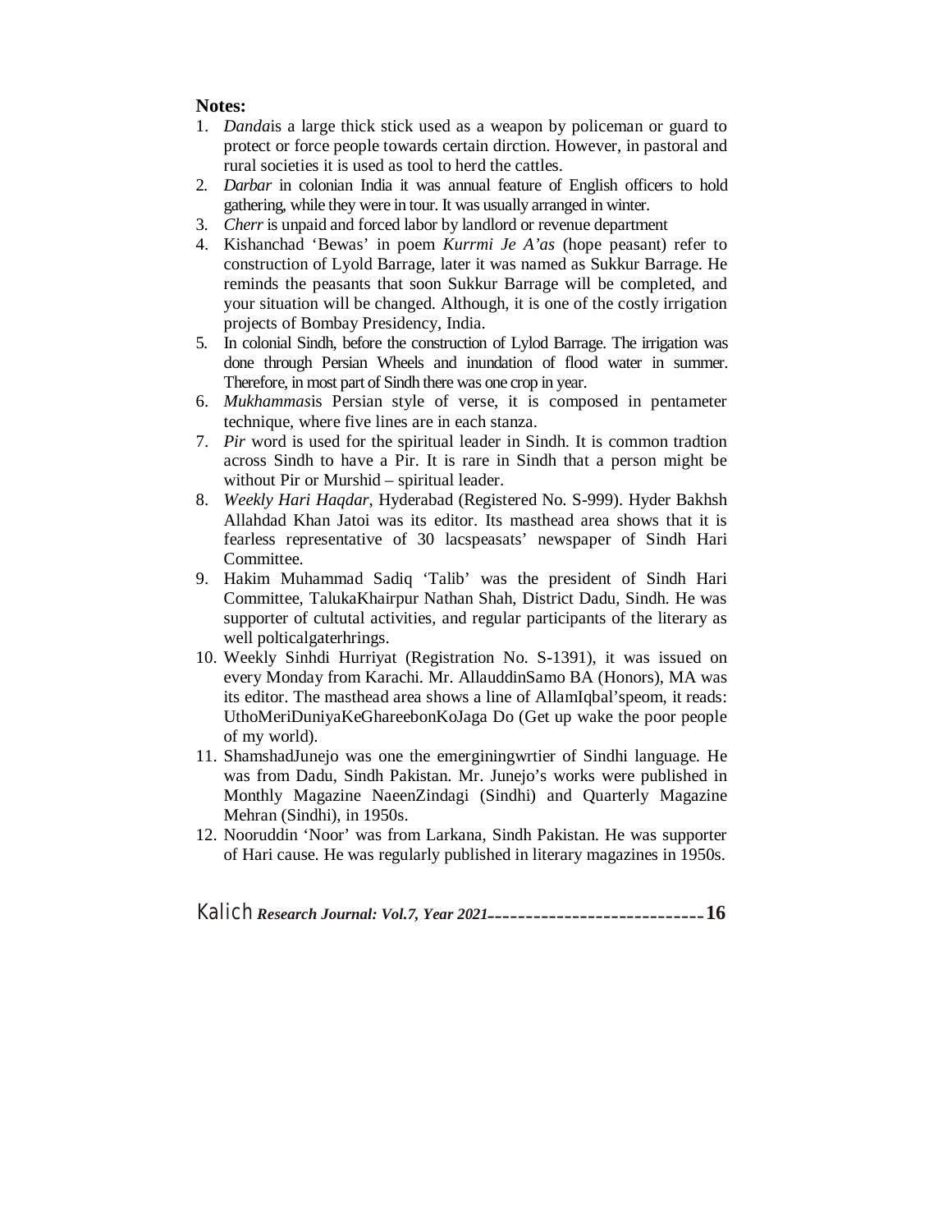**Notes:**

1. *Danda*is a large thick stick used as a weapon by policeman or guard to protect or force people towards certain dirction. However, in pastoral and rural societies it is used as tool to herd the cattles.
2. *Darbar* in colonian India it was annual feature of English officers to hold gathering, while they were in tour. It was usually arranged in winter.
3. *Cherr* is unpaid and forced labor by landlord or revenue department
4. Kishanchad 'Bewas' in poem *Kurrmi Je A'as* (hope peasant) refer to construction of Lyold Barrage, later it was named as Sukkur Barrage. He reminds the peasants that soon Sukkur Barrage will be completed, and your situation will be changed. Although, it is one of the costly irrigation projects of Bombay Presidency, India.
5. In colonial Sindh, before the construction of Lylod Barrage. The irrigation was done through Persian Wheels and inundation of flood water in summer. Therefore, in most part of Sindh there was one crop in year.
6. *Mukhammas*is Persian style of verse, it is composed in pentameter technique, where five lines are in each stanza.
7. *Pir* word is used for the spiritual leader in Sindh. It is common tradtion across Sindh to have a Pir. It is rare in Sindh that a person might be without Pir or Murshid – spiritual leader.
8. *Weekly Hari Haqdar*, Hyderabad (Registered No. S-999). Hyder Bakhsh Allahdad Khan Jatoi was its editor. Its masthead area shows that it is fearless representative of 30 lacspeasats' newspaper of Sindh Hari Committee.
9. Hakim Muhammad Sadiq 'Talib' was the president of Sindh Hari Committee, TalukaKhairpur Nathan Shah, District Dadu, Sindh. He was supporter of cultutal activities, and regular participants of the literary as well polticalgaterhrings.
10. Weekly Sinhdi Hurriyat (Registration No. S-1391), it was issued on every Monday from Karachi. Mr. AllauddinSamo BA (Honors), MA was its editor. The masthead area shows a line of AllamIqbal'speom, it reads: UthoMeriDuniyaKeGhareebonKoJaga Do (Get up wake the poor people of my world).
11. ShamshadJunejo was one the emerginingwrtier of Sindhi language. He was from Dadu, Sindh Pakistan. Mr. Junejo's works were published in Monthly Magazine NaeenZindagi (Sindhi) and Quarterly Magazine Mehran (Sindhi), in 1950s.
12. Nooruddin 'Noor' was from Larkana, Sindh Pakistan. He was supporter of Hari cause. He was regularly published in literary magazines in 1950s.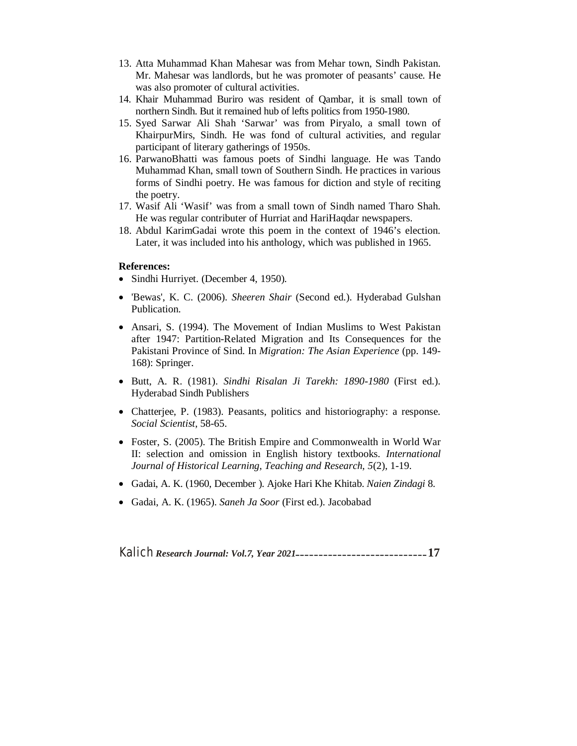13. Atta Muhammad Khan Mahesar was from Mehar town, Sindh Pakistan. Mr. Mahesar was landlords, but he was promoter of peasants' cause. He was also promoter of cultural activities.
14. Khair Muhammad Buriro was resident of Qambar, it is small town of northern Sindh. But it remained hub of lefts politics from 1950-1980.
15. Syed Sarwar Ali Shah 'Sarwar' was from Piryalo, a small town of KhairpurMirs, Sindh. He was fond of cultural activities, and regular participant of literary gatherings of 1950s.
16. ParwanoBhatti was famous poets of Sindhi language. He was Tando Muhammad Khan, small town of Southern Sindh. He practices in various forms of Sindhi poetry. He was famous for diction and style of reciting the poetry.
17. Wasif Ali 'Wasif' was from a small town of Sindh named Tharo Shah. He was regular contributer of Hurriat and HariHaqdar newspapers.
18. Abdul KarimGadai wrote this poem in the context of 1946's election. Later, it was included into his anthology, which was published in 1965.

**References:**

- Sindhi Hurriyet. (December 4, 1950).
- 'Bewas', K. C. (2006). *Sheeren Shair* (Second ed.). Hyderabad Gulshan Publication.
- Ansari, S. (1994). The Movement of Indian Muslims to West Pakistan after 1947: Partition-Related Migration and Its Consequences for the Pakistani Province of Sind. In *Migration: The Asian Experience* (pp. 149-168): Springer.
- Butt, A. R. (1981). *Sindhi Risalan Ji Tarekh: 1890-1980* (First ed.). Hyderabad Sindh Publishers
- Chatterjee, P. (1983). Peasants, politics and historiography: a response. *Social Scientist*, 58-65.
- Foster, S. (2005). The British Empire and Commonwealth in World War II: selection and omission in English history textbooks. *International Journal of Historical Learning, Teaching and Research, 5*(2), 1-19.
- Gadai, A. K. (1960, December ). Ajoke Hari Khe Khitab. *Naien Zindagi* 8.
- Gadai, A. K. (1965). *Saneh Ja Soor* (First ed.). Jacobabad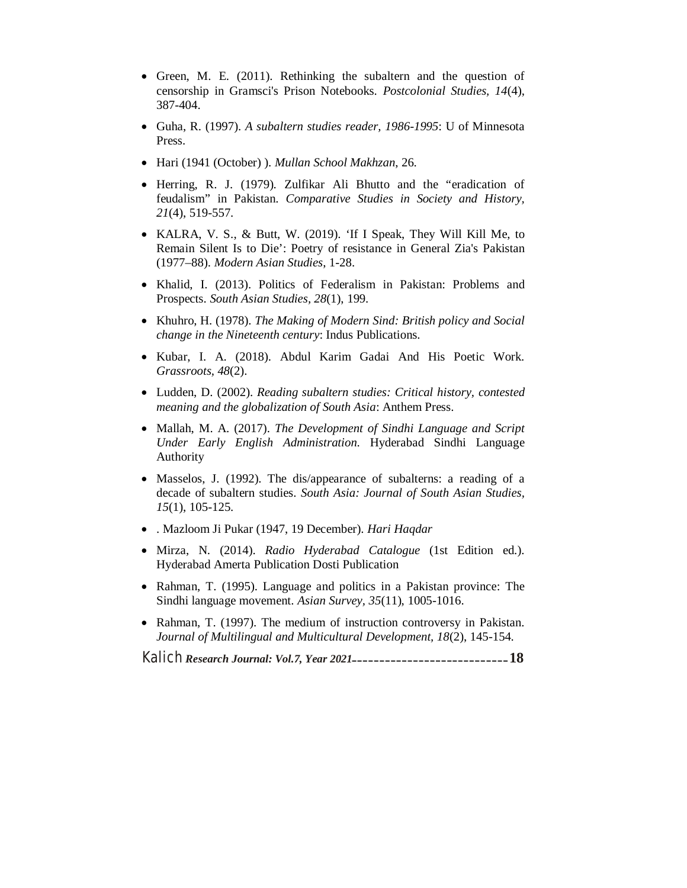- Green, M. E. (2011). Rethinking the subaltern and the question of censorship in Gramsci's Prison Notebooks. *Postcolonial Studies, 14*(4), 387-404.
- Guha, R. (1997). *A subaltern studies reader, 1986-1995*: U of Minnesota Press.
- Hari (1941 (October) ). *Mullan School Makhzan*, 26.
- Herring, R. J. (1979). Zulfikar Ali Bhutto and the “eradication of feudalism” in Pakistan. *Comparative Studies in Society and History, 21*(4), 519-557.
- KALRA, V. S., & Butt, W. (2019). ‘If I Speak, They Will Kill Me, to Remain Silent Is to Die’: Poetry of resistance in General Zia's Pakistan (1977–88). *Modern Asian Studies*, 1-28.
- Khalid, I. (2013). Politics of Federalism in Pakistan: Problems and Prospects. *South Asian Studies, 28*(1), 199.
- Khuhro, H. (1978). *The Making of Modern Sind: British policy and Social change in the Nineteenth century*: Indus Publications.
- Kubar, I. A. (2018). Abdul Karim Gadai And His Poetic Work. *Grassroots, 48*(2).
- Ludden, D. (2002). *Reading subaltern studies: Critical history, contested meaning and the globalization of South Asia*: Anthem Press.
- Mallah, M. A. (2017). *The Development of Sindhi Language and Script Under Early English Administration.* Hyderabad Sindhi Language Authority
- Masselos, J. (1992). The dis/appearance of subalterns: a reading of a decade of subaltern studies. *South Asia: Journal of South Asian Studies, 15*(1), 105-125.
- . Mazloom Ji Pukar (1947, 19 December). *Hari Haqdar*
- Mirza, N. (2014). *Radio Hyderabad Catalogue* (1st Edition ed.). Hyderabad Amerta Publication Dosti Publication
- Rahman, T. (1995). Language and politics in a Pakistan province: The Sindhi language movement. *Asian Survey, 35*(11), 1005-1016.
- Rahman, T. (1997). The medium of instruction controversy in Pakistan. *Journal of Multilingual and Multicultural Development, 18*(2), 145-154.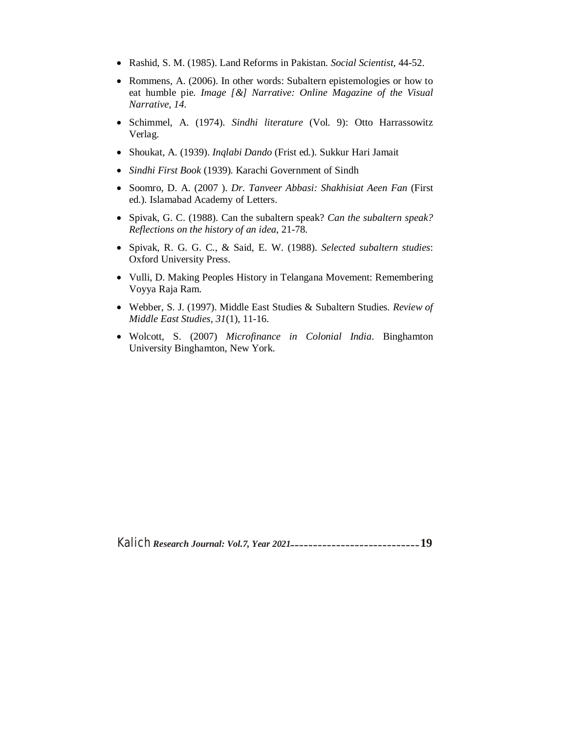- Rashid, S. M. (1985). Land Reforms in Pakistan. *Social Scientist*, 44-52.
- Rommens, A. (2006). In other words: Subaltern epistemologies or how to eat humble pie. *Image [&] Narrative: Online Magazine of the Visual Narrative, 14*.
- Schimmel, A. (1974). *Sindhi literature* (Vol. 9): Otto Harrassowitz Verlag.
- Shoukat, A. (1939). *Inqlabi Dando* (Frist ed.). Sukkur Hari Jamait
- *Sindhi First Book* (1939). Karachi Government of Sindh
- Soomro, D. A. (2007 ). *Dr. Tanveer Abbasi: Shakhisiat Aeen Fan* (First ed.). Islamabad Academy of Letters.
- Spivak, G. C. (1988). Can the subaltern speak? *Can the subaltern speak? Reflections on the history of an idea*, 21-78.
- Spivak, R. G. G. C., & Said, E. W. (1988). *Selected subaltern studies*: Oxford University Press.
- Vulli, D. Making Peoples History in Telangana Movement: Remembering Voyya Raja Ram.
- Webber, S. J. (1997). Middle East Studies & Subaltern Studies. *Review of Middle East Studies, 31*(1), 11-16.
- Wolcott, S. (2007) *Microfinance in Colonial India*. Binghamton University Binghamton, New York.